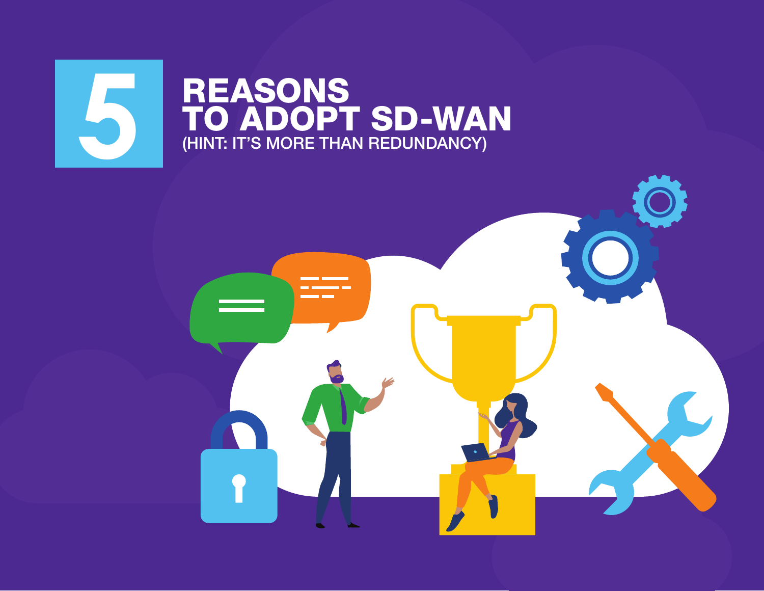# 5 REASONS TO ADOPT SD-WAN

(HINT: IT'S MORE THAN REDUNDANCY)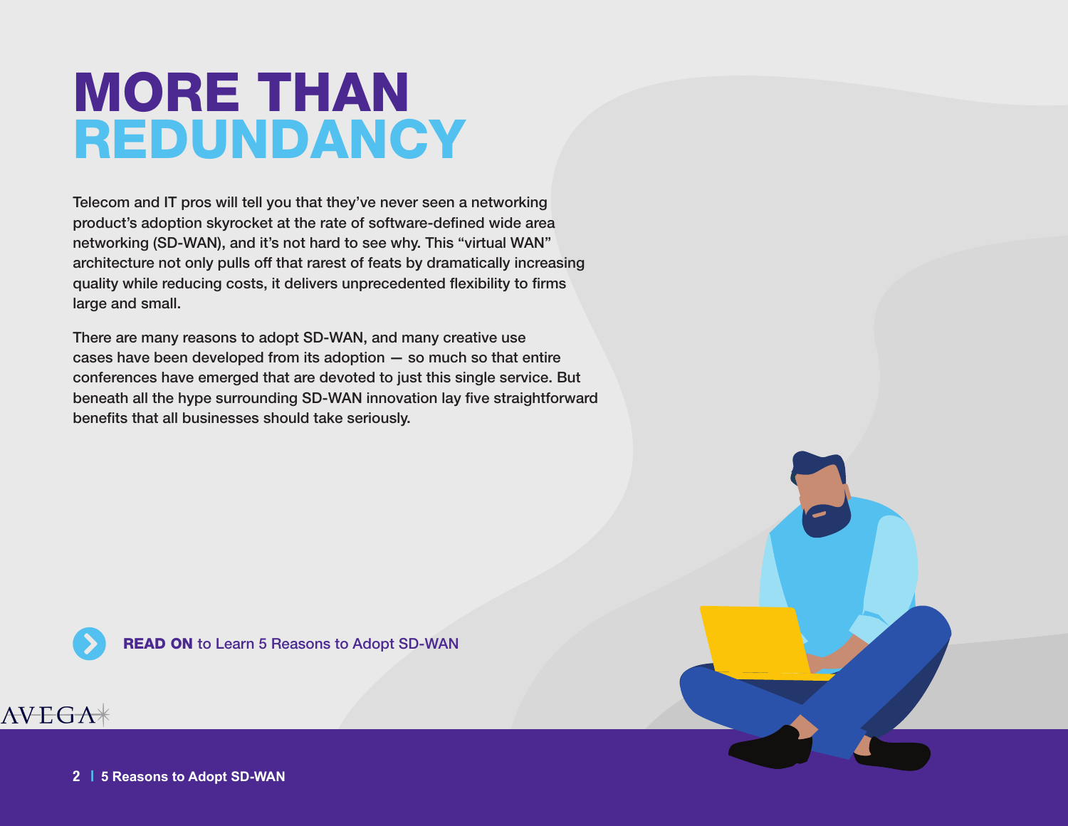# MORE THAN REDUNDANCY

Telecom and IT pros will tell you that they've never seen a networking product's adoption skyrocket at the rate of software-defined wide area networking (SD-WAN), and it's not hard to see why. This "virtual WAN" architecture not only pulls off that rarest of feats by dramatically increasing quality while reducing costs, it delivers unprecedented flexibility to firms large and small.

There are many reasons to adopt SD-WAN, and many creative use cases have been developed from its adoption — so much so that entire conferences have emerged that are devoted to just this single service. But beneath all the hype surrounding SD-WAN innovation lay five straightforward benefits that all businesses should take seriously.

**READ ON** to Learn 5 Reasons to Adopt SD-WAN

AVEGA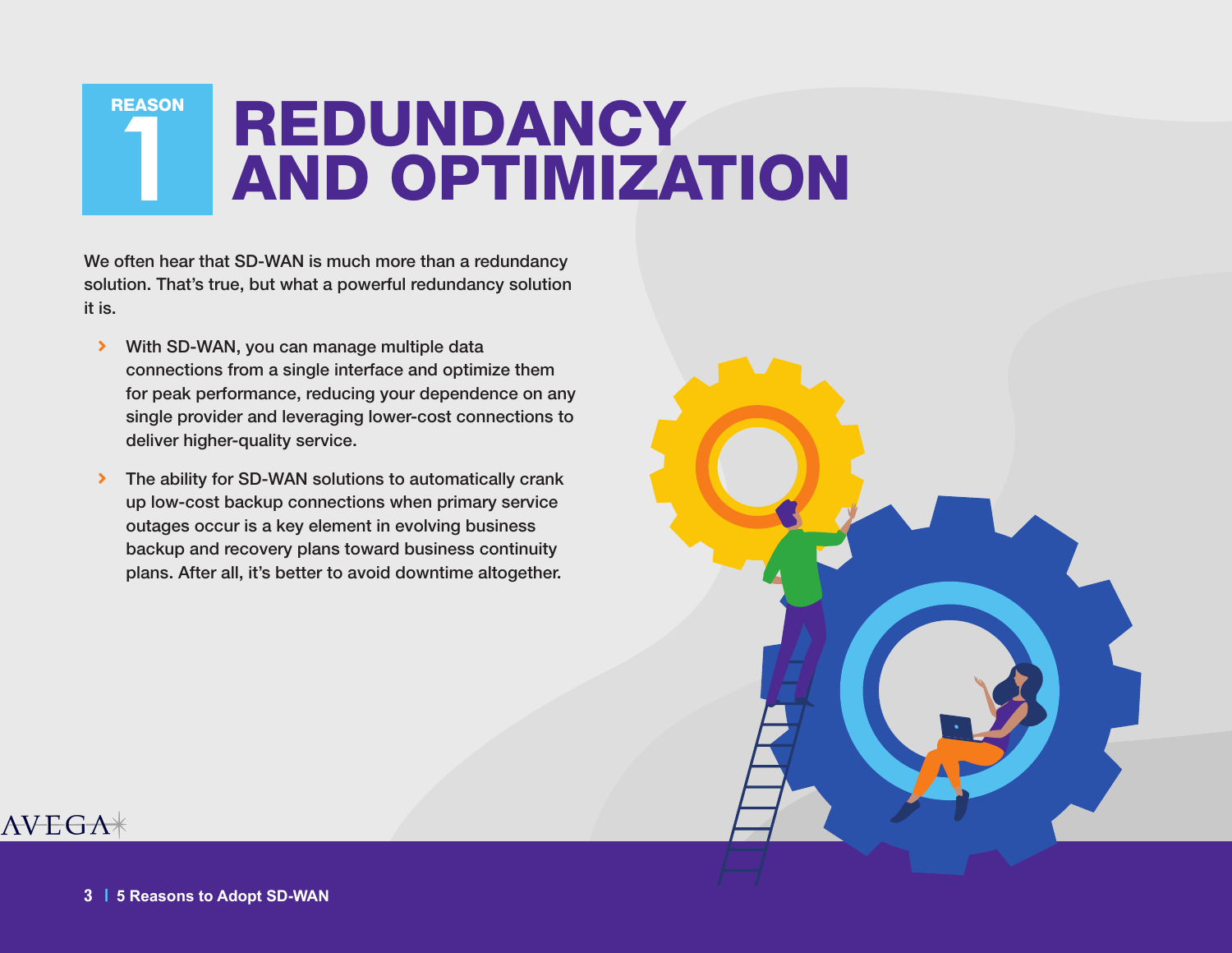# REASON 1 REDUNDANCY AND OPTIMIZATION

We often hear that SD-WAN is much more than a redundancy solution. That's true, but what a powerful redundancy solution it is.

- With SD-WAN, you can manage multiple data connections from a single interface and optimize them for peak performance, reducing your dependence on any single provider and leveraging lower-cost connections to deliver higher-quality service.
- The ability for SD-WAN solutions to automatically crank up low-cost backup connections when primary service outages occur is a key element in evolving business backup and recovery plans toward business continuity plans. After all, it's better to avoid downtime altogether.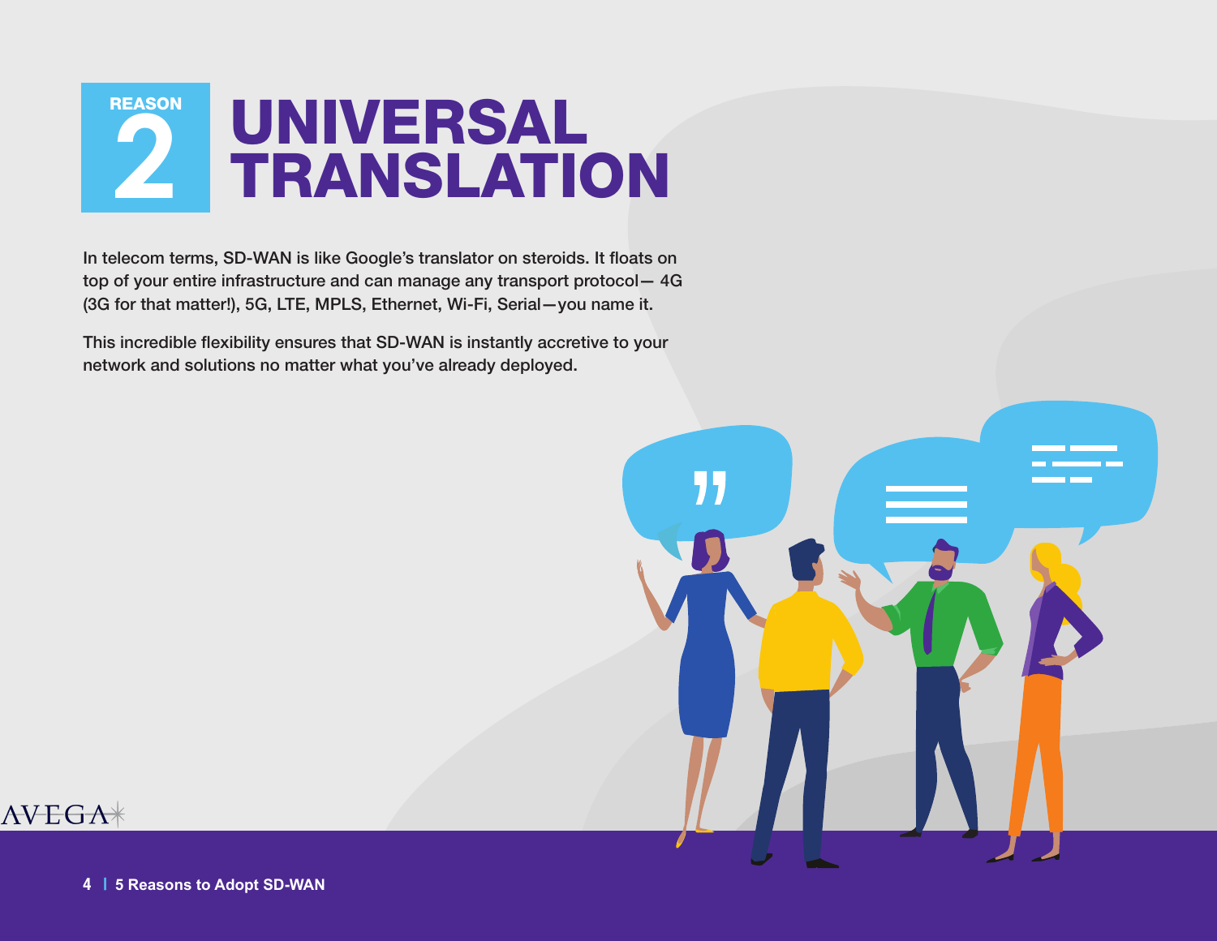# REASON 2 UNIVERSAL TRANSLATION

In telecom terms, SD-WAN is like Google's translator on steroids. It floats on top of your entire infrastructure and can manage any transport protocol— 4G (3G for that matter!), 5G, LTE, MPLS, Ethernet, Wi-Fi, Serial—you name it.

This incredible flexibility ensures that SD-WAN is instantly accretive to your network and solutions no matter what you've already deployed.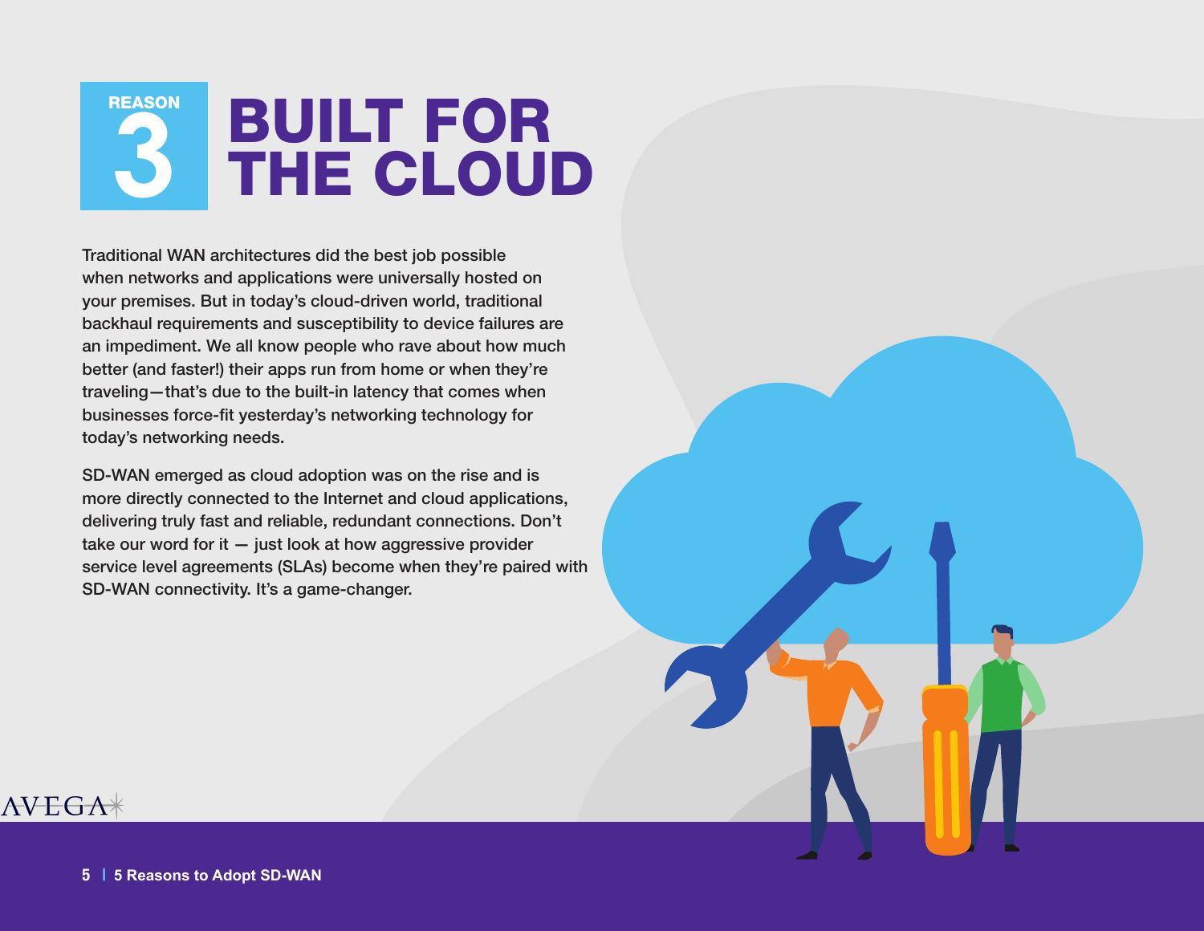# REASON 3 BUILT FOR THE CLOUD

Traditional WAN architectures did the best job possible when networks and applications were universally hosted on your premises. But in today's cloud-driven world, traditional backhaul requirements and susceptibility to device failures are an impediment. We all know people who rave about how much better (and faster!) their apps run from home or when they're traveling—that's due to the built-in latency that comes when businesses force-fit yesterday's networking technology for today's networking needs.

SD-WAN emerged as cloud adoption was on the rise and is more directly connected to the Internet and cloud applications, delivering truly fast and reliable, redundant connections. Don't take our word for it — just look at how aggressive provider service level agreements (SLAs) become when they're paired with SD-WAN connectivity. It's a game-changer.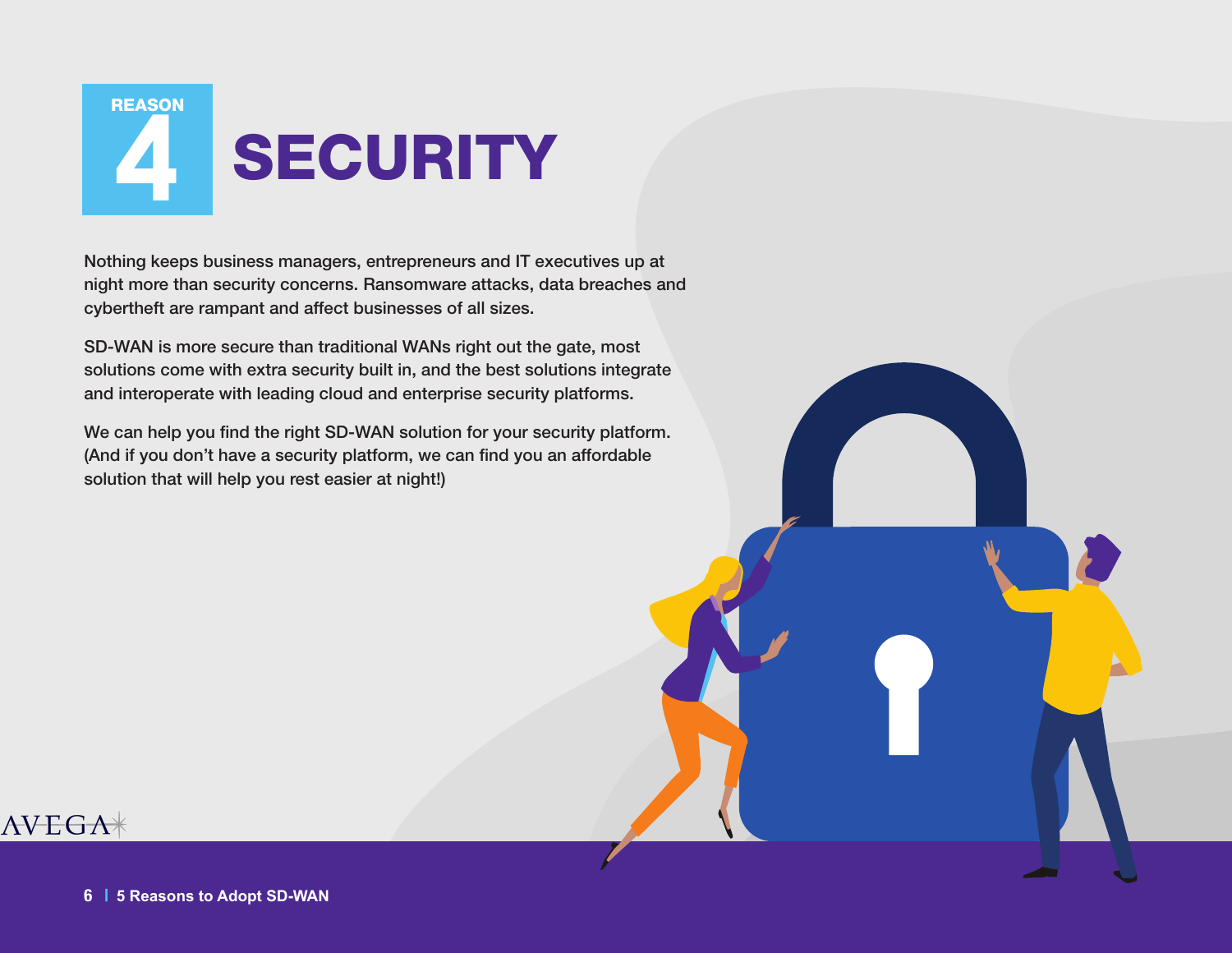# REASON 4 SECURITY

Nothing keeps business managers, entrepreneurs and IT executives up at night more than security concerns. Ransomware attacks, data breaches and cybertheft are rampant and affect businesses of all sizes.

SD-WAN is more secure than traditional WANs right out the gate, most solutions come with extra security built in, and the best solutions integrate and interoperate with leading cloud and enterprise security platforms.

We can help you find the right SD-WAN solution for your security platform. (And if you don't have a security platform, we can find you an affordable solution that will help you rest easier at night!)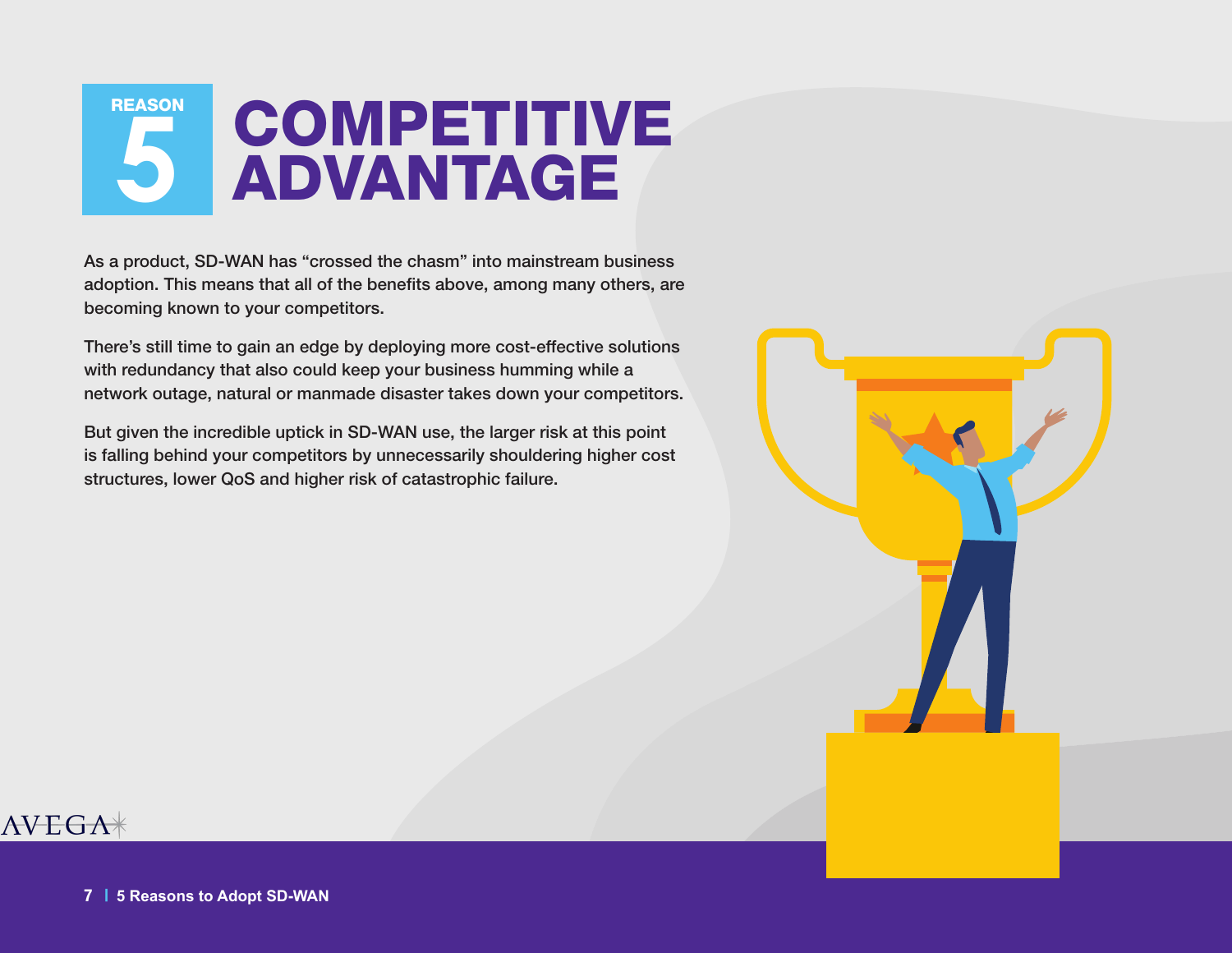# REASON 5 COMPETITIVE ADVANTAGE

As a product, SD-WAN has "crossed the chasm" into mainstream business adoption. This means that all of the benefits above, among many others, are becoming known to your competitors.

There's still time to gain an edge by deploying more cost-effective solutions with redundancy that also could keep your business humming while a network outage, natural or manmade disaster takes down your competitors.

But given the incredible uptick in SD-WAN use, the larger risk at this point is falling behind your competitors by unnecessarily shouldering higher cost structures, lower QoS and higher risk of catastrophic failure.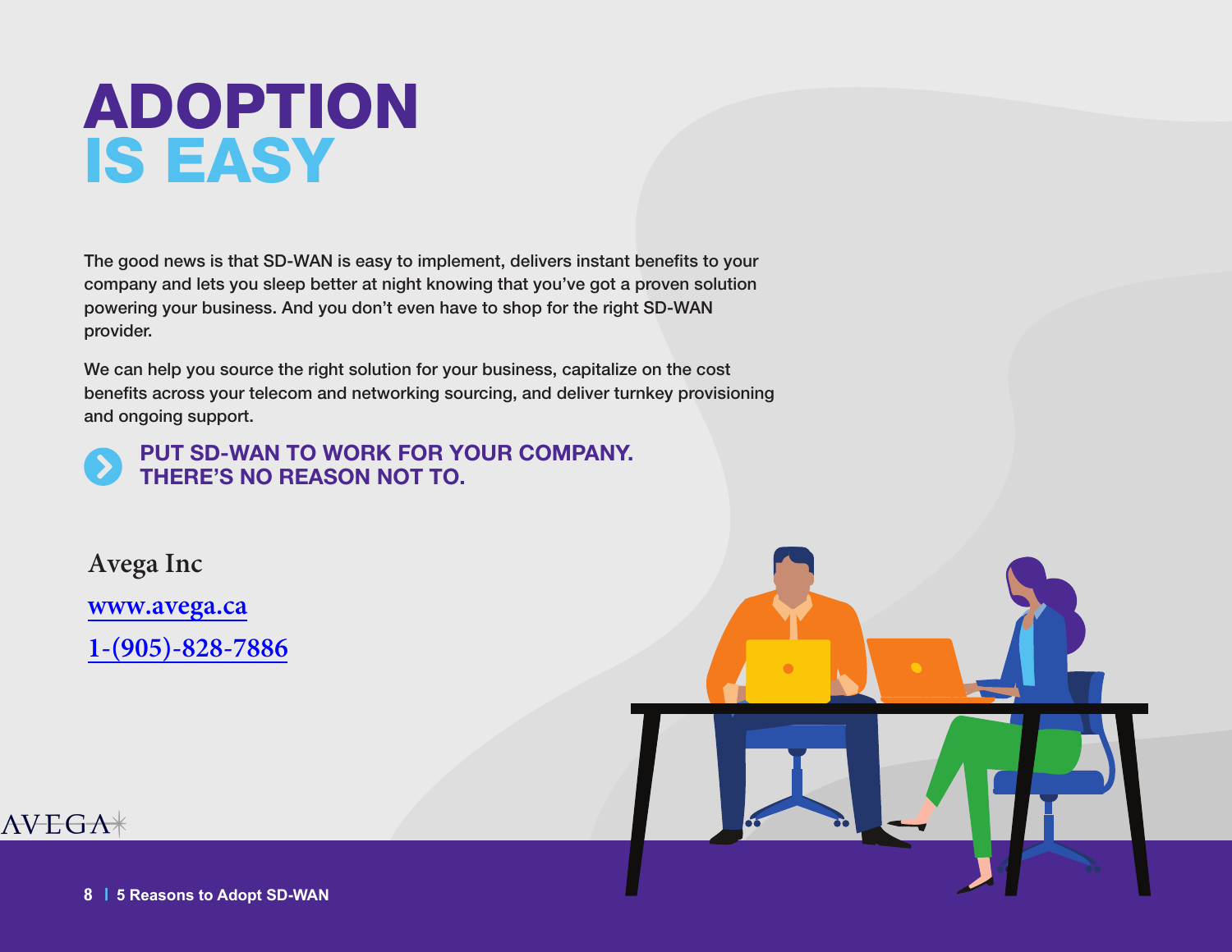# ADOPTION IS EASY

The good news is that SD-WAN is easy to implement, delivers instant benefits to your company and lets you sleep better at night knowing that you've got a proven solution powering your business. And you don't even have to shop for the right SD-WAN provider.

We can help you source the right solution for your business, capitalize on the cost benefits across your telecom and networking sourcing, and deliver turnkey provisioning and ongoing support.

**PUT SD-WAN TO WORK FOR YOUR COMPANY. THERE'S NO REASON NOT TO.**

Avega Inc

www.avega.ca

1-(905)-828-7886

AVEGA